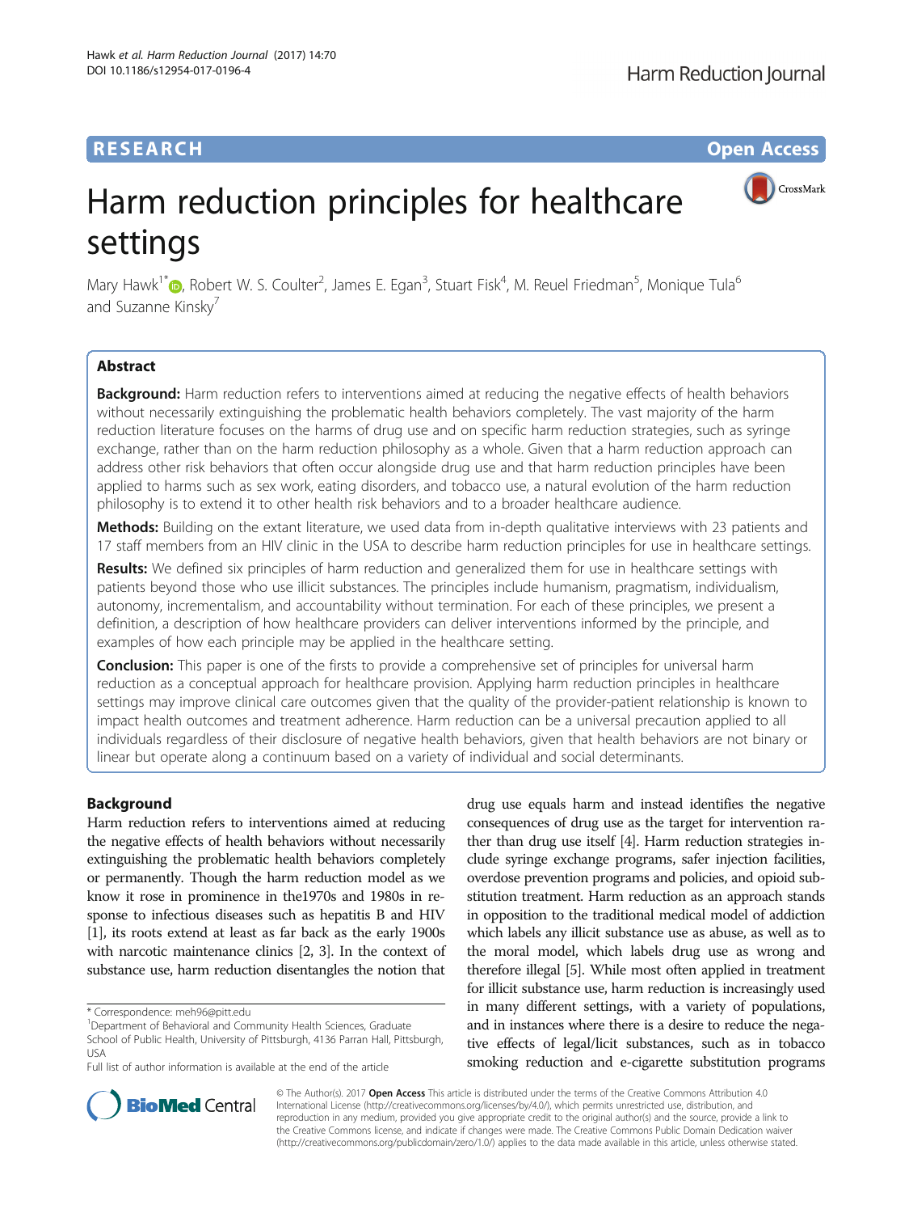RESEARCH

Open Access

# Harm reduction principles for healthcare settings

Mary Hawk[1*], Robert W. S. Coulter[2], James E. Egan[3], Stuart Fisk[4], M. Reuel Friedman[5], Monique Tula[6] and Suzanne Kinsky[7]

## Abstract

**Background:** Harm reduction refers to interventions aimed at reducing the negative effects of health behaviors without necessarily extinguishing the problematic health behaviors completely. The vast majority of the harm reduction literature focuses on the harms of drug use and on specific harm reduction strategies, such as syringe exchange, rather than on the harm reduction philosophy as a whole. Given that a harm reduction approach can address other risk behaviors that often occur alongside drug use and that harm reduction principles have been applied to harms such as sex work, eating disorders, and tobacco use, a natural evolution of the harm reduction philosophy is to extend it to other health risk behaviors and to a broader healthcare audience.

**Methods:** Building on the extant literature, we used data from in-depth qualitative interviews with 23 patients and 17 staff members from an HIV clinic in the USA to describe harm reduction principles for use in healthcare settings.

**Results:** We defined six principles of harm reduction and generalized them for use in healthcare settings with patients beyond those who use illicit substances. The principles include humanism, pragmatism, individualism, autonomy, incrementalism, and accountability without termination. For each of these principles, we present a definition, a description of how healthcare providers can deliver interventions informed by the principle, and examples of how each principle may be applied in the healthcare setting.

**Conclusion:** This paper is one of the firsts to provide a comprehensive set of principles for universal harm reduction as a conceptual approach for healthcare provision. Applying harm reduction principles in healthcare settings may improve clinical care outcomes given that the quality of the provider-patient relationship is known to impact health outcomes and treatment adherence. Harm reduction can be a universal precaution applied to all individuals regardless of their disclosure of negative health behaviors, given that health behaviors are not binary or linear but operate along a continuum based on a variety of individual and social determinants.

## Background

Harm reduction refers to interventions aimed at reducing the negative effects of health behaviors without necessarily extinguishing the problematic health behaviors completely or permanently. Though the harm reduction model as we know it rose in prominence in the1970s and 1980s in response to infectious diseases such as hepatitis B and HIV [1], its roots extend at least as far back as the early 1900s with narcotic maintenance clinics [2, 3]. In the context of substance use, harm reduction disentangles the notion that drug use equals harm and instead identifies the negative consequences of drug use as the target for intervention rather than drug use itself [4]. Harm reduction strategies include syringe exchange programs, safer injection facilities, overdose prevention programs and policies, and opioid substitution treatment. Harm reduction as an approach stands in opposition to the traditional medical model of addiction which labels any illicit substance use as abuse, as well as to the moral model, which labels drug use as wrong and therefore illegal [5]. While most often applied in treatment for illicit substance use, harm reduction is increasingly used in many different settings, with a variety of populations, and in instances where there is a desire to reduce the negative effects of legal/licit substances, such as in tobacco smoking reduction and e-cigarette substitution programs

\* Correspondence: meh96@pitt.edu

[1]Department of Behavioral and Community Health Sciences, Graduate School of Public Health, University of Pittsburgh, 4136 Parran Hall, Pittsburgh, USA

Full list of author information is available at the end of the article

© The Author(s). 2017 **Open Access** This article is distributed under the terms of the Creative Commons Attribution 4.0 International License (http://creativecommons.org/licenses/by/4.0/), which permits unrestricted use, distribution, and reproduction in any medium, provided you give appropriate credit to the original author(s) and the source, provide a link to the Creative Commons license, and indicate if changes were made. The Creative Commons Public Domain Dedication waiver (http://creativecommons.org/publicdomain/zero/1.0/) applies to the data made available in this article, unless otherwise stated.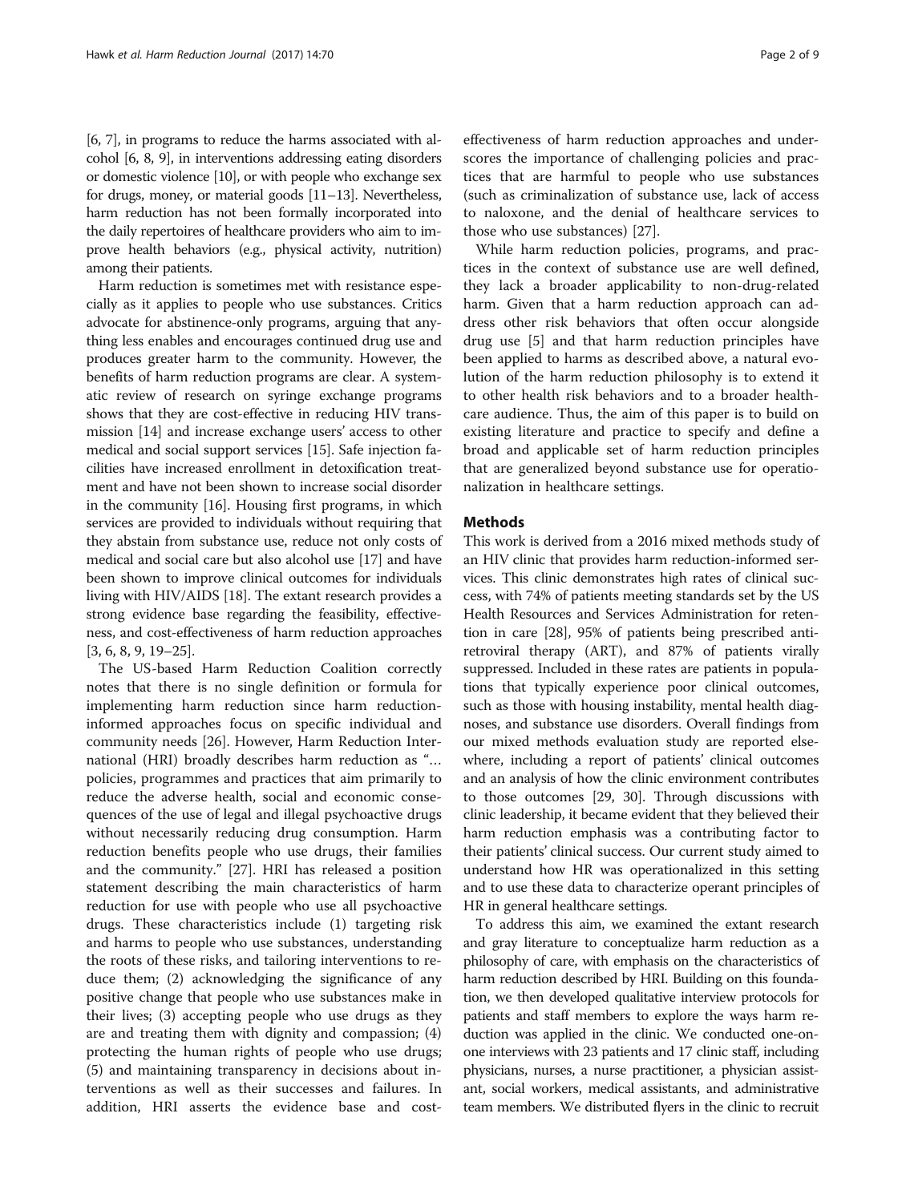[6, 7], in programs to reduce the harms associated with alcohol [6, 8, 9], in interventions addressing eating disorders or domestic violence [10], or with people who exchange sex for drugs, money, or material goods [11–13]. Nevertheless, harm reduction has not been formally incorporated into the daily repertoires of healthcare providers who aim to improve health behaviors (e.g., physical activity, nutrition) among their patients.

Harm reduction is sometimes met with resistance especially as it applies to people who use substances. Critics advocate for abstinence-only programs, arguing that anything less enables and encourages continued drug use and produces greater harm to the community. However, the benefits of harm reduction programs are clear. A systematic review of research on syringe exchange programs shows that they are cost-effective in reducing HIV transmission [14] and increase exchange users' access to other medical and social support services [15]. Safe injection facilities have increased enrollment in detoxification treatment and have not been shown to increase social disorder in the community [16]. Housing first programs, in which services are provided to individuals without requiring that they abstain from substance use, reduce not only costs of medical and social care but also alcohol use [17] and have been shown to improve clinical outcomes for individuals living with HIV/AIDS [18]. The extant research provides a strong evidence base regarding the feasibility, effectiveness, and cost-effectiveness of harm reduction approaches [3, 6, 8, 9, 19–25].

The US-based Harm Reduction Coalition correctly notes that there is no single definition or formula for implementing harm reduction since harm reduction-informed approaches focus on specific individual and community needs [26]. However, Harm Reduction International (HRI) broadly describes harm reduction as "… policies, programmes and practices that aim primarily to reduce the adverse health, social and economic consequences of the use of legal and illegal psychoactive drugs without necessarily reducing drug consumption. Harm reduction benefits people who use drugs, their families and the community." [27]. HRI has released a position statement describing the main characteristics of harm reduction for use with people who use all psychoactive drugs. These characteristics include (1) targeting risk and harms to people who use substances, understanding the roots of these risks, and tailoring interventions to reduce them; (2) acknowledging the significance of any positive change that people who use substances make in their lives; (3) accepting people who use drugs as they are and treating them with dignity and compassion; (4) protecting the human rights of people who use drugs; (5) and maintaining transparency in decisions about interventions as well as their successes and failures. In addition, HRI asserts the evidence base and cost-effectiveness of harm reduction approaches and underscores the importance of challenging policies and practices that are harmful to people who use substances (such as criminalization of substance use, lack of access to naloxone, and the denial of healthcare services to those who use substances) [27].

While harm reduction policies, programs, and practices in the context of substance use are well defined, they lack a broader applicability to non-drug-related harm. Given that a harm reduction approach can address other risk behaviors that often occur alongside drug use [5] and that harm reduction principles have been applied to harms as described above, a natural evolution of the harm reduction philosophy is to extend it to other health risk behaviors and to a broader healthcare audience. Thus, the aim of this paper is to build on existing literature and practice to specify and define a broad and applicable set of harm reduction principles that are generalized beyond substance use for operationalization in healthcare settings.

## Methods

This work is derived from a 2016 mixed methods study of an HIV clinic that provides harm reduction-informed services. This clinic demonstrates high rates of clinical success, with 74% of patients meeting standards set by the US Health Resources and Services Administration for retention in care [28], 95% of patients being prescribed antiretroviral therapy (ART), and 87% of patients virally suppressed. Included in these rates are patients in populations that typically experience poor clinical outcomes, such as those with housing instability, mental health diagnoses, and substance use disorders. Overall findings from our mixed methods evaluation study are reported elsewhere, including a report of patients' clinical outcomes and an analysis of how the clinic environment contributes to those outcomes [29, 30]. Through discussions with clinic leadership, it became evident that they believed their harm reduction emphasis was a contributing factor to their patients' clinical success. Our current study aimed to understand how HR was operationalized in this setting and to use these data to characterize operant principles of HR in general healthcare settings.

To address this aim, we examined the extant research and gray literature to conceptualize harm reduction as a philosophy of care, with emphasis on the characteristics of harm reduction described by HRI. Building on this foundation, we then developed qualitative interview protocols for patients and staff members to explore the ways harm reduction was applied in the clinic. We conducted one-on-one interviews with 23 patients and 17 clinic staff, including physicians, nurses, a nurse practitioner, a physician assistant, social workers, medical assistants, and administrative team members. We distributed flyers in the clinic to recruit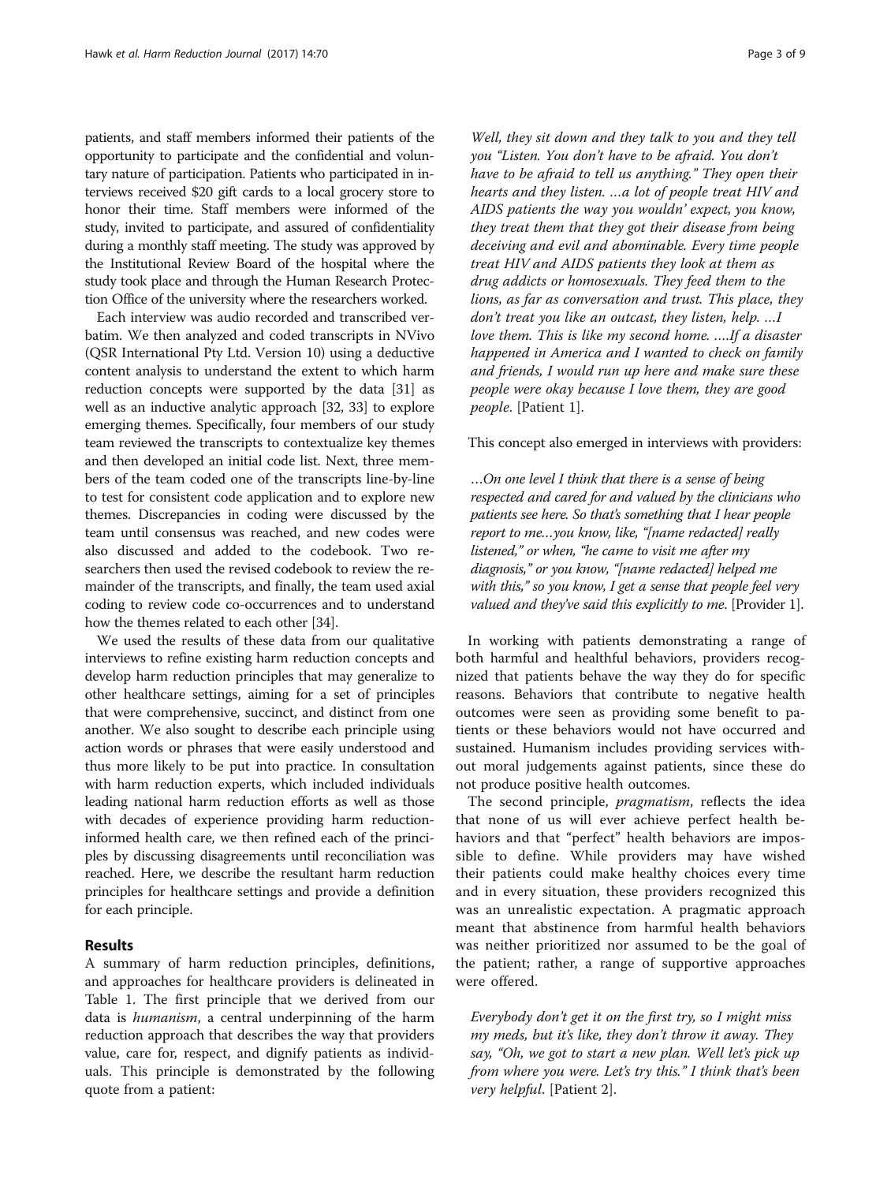patients, and staff members informed their patients of the opportunity to participate and the confidential and voluntary nature of participation. Patients who participated in interviews received $20 gift cards to a local grocery store to honor their time. Staff members were informed of the study, invited to participate, and assured of confidentiality during a monthly staff meeting. The study was approved by the Institutional Review Board of the hospital where the study took place and through the Human Research Protection Office of the university where the researchers worked.

Each interview was audio recorded and transcribed verbatim. We then analyzed and coded transcripts in NVivo (QSR International Pty Ltd. Version 10) using a deductive content analysis to understand the extent to which harm reduction concepts were supported by the data [31] as well as an inductive analytic approach [32, 33] to explore emerging themes. Specifically, four members of our study team reviewed the transcripts to contextualize key themes and then developed an initial code list. Next, three members of the team coded one of the transcripts line-by-line to test for consistent code application and to explore new themes. Discrepancies in coding were discussed by the team until consensus was reached, and new codes were also discussed and added to the codebook. Two researchers then used the revised codebook to review the remainder of the transcripts, and finally, the team used axial coding to review code co-occurrences and to understand how the themes related to each other [34].

We used the results of these data from our qualitative interviews to refine existing harm reduction concepts and develop harm reduction principles that may generalize to other healthcare settings, aiming for a set of principles that were comprehensive, succinct, and distinct from one another. We also sought to describe each principle using action words or phrases that were easily understood and thus more likely to be put into practice. In consultation with harm reduction experts, which included individuals leading national harm reduction efforts as well as those with decades of experience providing harm reduction-informed health care, we then refined each of the principles by discussing disagreements until reconciliation was reached. Here, we describe the resultant harm reduction principles for healthcare settings and provide a definition for each principle.

## Results

A summary of harm reduction principles, definitions, and approaches for healthcare providers is delineated in Table 1. The first principle that we derived from our data is *humanism*, a central underpinning of the harm reduction approach that describes the way that providers value, care for, respect, and dignify patients as individuals. This principle is demonstrated by the following quote from a patient:

> *Well, they sit down and they talk to you and they tell you "Listen. You don't have to be afraid. You don't have to be afraid to tell us anything." They open their hearts and they listen. …a lot of people treat HIV and AIDS patients the way you wouldn' expect, you know, they treat them that they got their disease from being deceiving and evil and abominable. Every time people treat HIV and AIDS patients they look at them as drug addicts or homosexuals. They feed them to the lions, as far as conversation and trust. This place, they don't treat you like an outcast, they listen, help. …I love them. This is like my second home. ….If a disaster happened in America and I wanted to check on family and friends, I would run up here and make sure these people were okay because I love them, they are good people*. [Patient 1].

This concept also emerged in interviews with providers:

> *…On one level I think that there is a sense of being respected and cared for and valued by the clinicians who patients see here. So that's something that I hear people report to me…you know, like, "[name redacted] really listened," or when, "he came to visit me after my diagnosis," or you know, "[name redacted] helped me with this," so you know, I get a sense that people feel very valued and they've said this explicitly to me*. [Provider 1].

In working with patients demonstrating a range of both harmful and healthful behaviors, providers recognized that patients behave the way they do for specific reasons. Behaviors that contribute to negative health outcomes were seen as providing some benefit to patients or these behaviors would not have occurred and sustained. Humanism includes providing services without moral judgements against patients, since these do not produce positive health outcomes.

The second principle, *pragmatism*, reflects the idea that none of us will ever achieve perfect health behaviors and that "perfect" health behaviors are impossible to define. While providers may have wished their patients could make healthy choices every time and in every situation, these providers recognized this was an unrealistic expectation. A pragmatic approach meant that abstinence from harmful health behaviors was neither prioritized nor assumed to be the goal of the patient; rather, a range of supportive approaches were offered.

> *Everybody don't get it on the first try, so I might miss my meds, but it's like, they don't throw it away. They say, "Oh, we got to start a new plan. Well let's pick up from where you were. Let's try this." I think that's been very helpful*. [Patient 2].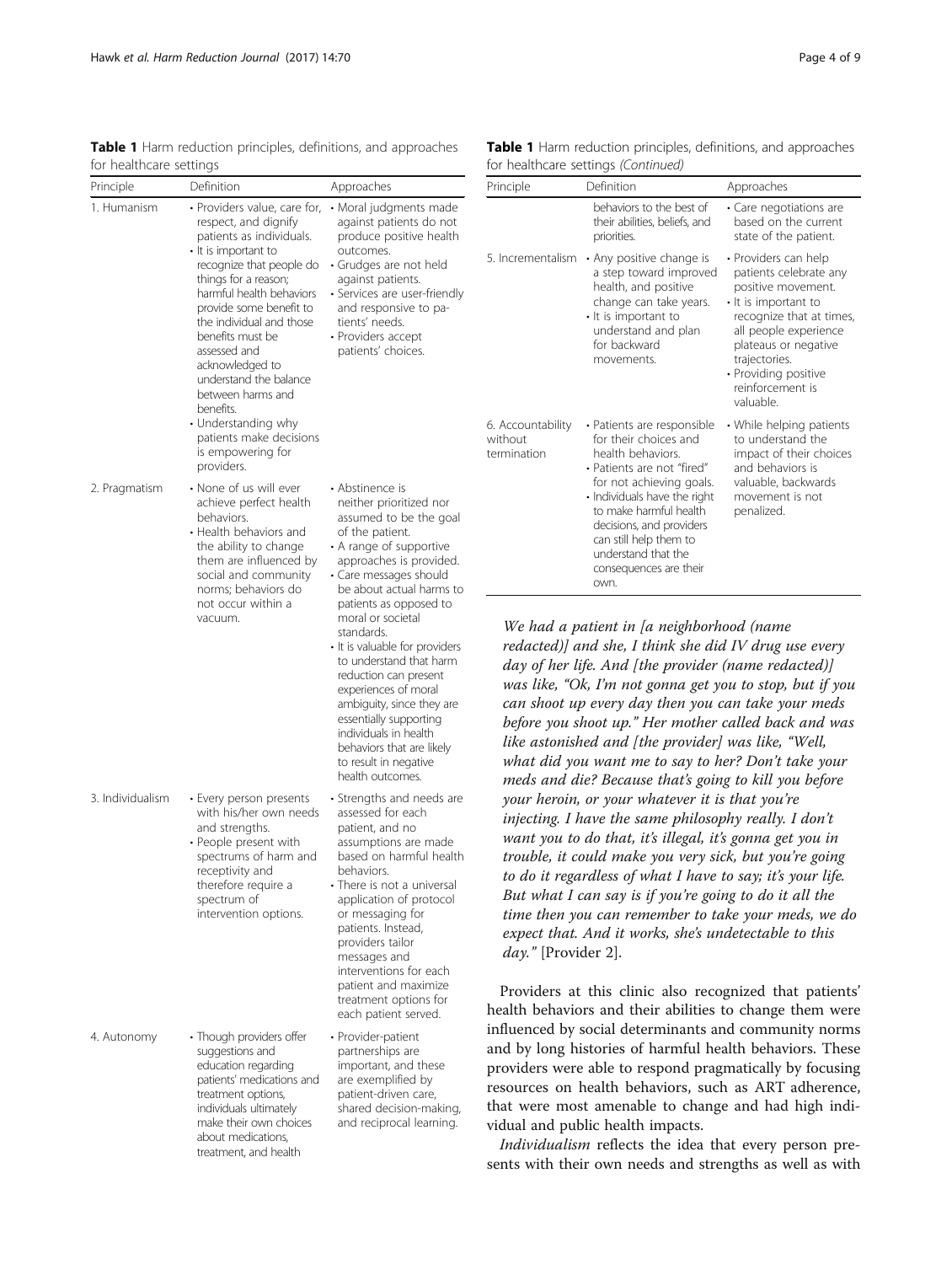**Table 1** Harm reduction principles, definitions, and approaches for healthcare settings

| Principle | Definition | Approaches |
|---|---|---|
| 1. Humanism | • Providers value, care for, respect, and dignify patients as individuals. • It is important to recognize that people do things for a reason; harmful health behaviors provide some benefit to the individual and those benefits must be assessed and acknowledged to understand the balance between harms and benefits. • Understanding why patients make decisions is empowering for providers. | • Moral judgments made against patients do not produce positive health outcomes. • Grudges are not held against patients. • Services are user-friendly and responsive to patients' needs. • Providers accept patients' choices. |
| 2. Pragmatism | • None of us will ever achieve perfect health behaviors. • Health behaviors and the ability to change them are influenced by social and community norms; behaviors do not occur within a vacuum. | • Abstinence is neither prioritized nor assumed to be the goal of the patient. • A range of supportive approaches is provided. • Care messages should be about actual harms to patients as opposed to moral or societal standards. • It is valuable for providers to understand that harm reduction can present experiences of moral ambiguity, since they are essentially supporting individuals in health behaviors that are likely to result in negative health outcomes. |
| 3. Individualism | • Every person presents with his/her own needs and strengths. • People present with spectrums of harm and receptivity and therefore require a spectrum of intervention options. | • Strengths and needs are assessed for each patient, and no assumptions are made based on harmful health behaviors. • There is not a universal application of protocol or messaging for patients. Instead, providers tailor messages and interventions for each patient and maximize treatment options for each patient served. |
| 4. Autonomy | • Though providers offer suggestions and education regarding patients' medications and treatment options, individuals ultimately make their own choices about medications, treatment, and health behaviors to the best of their abilities, beliefs, and priorities. | • Provider-patient partnerships are important, and these are exemplified by patient-driven care, shared decision-making, and reciprocal learning. • Care negotiations are based on the current state of the patient. |
| 5. Incrementalism | • Any positive change is a step toward improved health, and positive change can take years. • It is important to understand and plan for backward movements. | • Providers can help patients celebrate any positive movement. • It is important to recognize that at times, all people experience plateaus or negative trajectories. • Providing positive reinforcement is valuable. |
| 6. Accountability without termination | • Patients are responsible for their choices and health behaviors. • Patients are not "fired" for not achieving goals. • Individuals have the right to make harmful health decisions, and providers can still help them to understand that the consequences are their own. | • While helping patients to understand the impact of their choices and behaviors is valuable, backwards movement is not penalized. |

*We had a patient in [a neighborhood (name redacted)] and she, I think she did IV drug use every day of her life. And [the provider (name redacted)] was like, "Ok, I'm not gonna get you to stop, but if you can shoot up every day then you can take your meds before you shoot up." Her mother called back and was like astonished and [the provider] was like, "Well, what did you want me to say to her? Don't take your meds and die? Because that's going to kill you before your heroin, or your whatever it is that you're injecting. I have the same philosophy really. I don't want you to do that, it's illegal, it's gonna get you in trouble, it could make you very sick, but you're going to do it regardless of what I have to say; it's your life. But what I can say is if you're going to do it all the time then you can remember to take your meds, we do expect that. And it works, she's undetectable to this day."* [Provider 2].

Providers at this clinic also recognized that patients' health behaviors and their abilities to change them were influenced by social determinants and community norms and by long histories of harmful health behaviors. These providers were able to respond pragmatically by focusing resources on health behaviors, such as ART adherence, that were most amenable to change and had high individual and public health impacts.

*Individualism* reflects the idea that every person presents with their own needs and strengths as well as with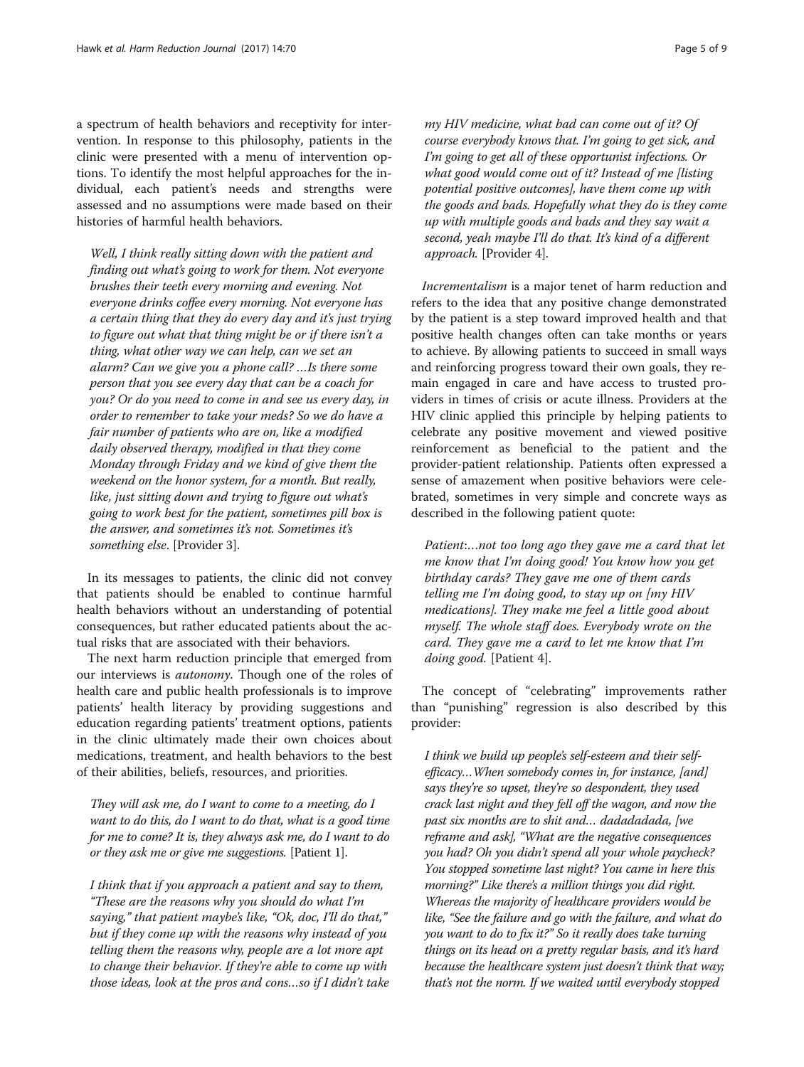a spectrum of health behaviors and receptivity for intervention. In response to this philosophy, patients in the clinic were presented with a menu of intervention options. To identify the most helpful approaches for the individual, each patient's needs and strengths were assessed and no assumptions were made based on their histories of harmful health behaviors.

> *Well, I think really sitting down with the patient and finding out what's going to work for them. Not everyone brushes their teeth every morning and evening. Not everyone drinks coffee every morning. Not everyone has a certain thing that they do every day and it's just trying to figure out what that thing might be or if there isn't a thing, what other way we can help, can we set an alarm? Can we give you a phone call? …Is there some person that you see every day that can be a coach for you? Or do you need to come in and see us every day, in order to remember to take your meds? So we do have a fair number of patients who are on, like a modified daily observed therapy, modified in that they come Monday through Friday and we kind of give them the weekend on the honor system, for a month. But really, like, just sitting down and trying to figure out what's going to work best for the patient, sometimes pill box is the answer, and sometimes it's not. Sometimes it's something else.* [Provider 3].

In its messages to patients, the clinic did not convey that patients should be enabled to continue harmful health behaviors without an understanding of potential consequences, but rather educated patients about the actual risks that are associated with their behaviors.

The next harm reduction principle that emerged from our interviews is *autonomy*. Though one of the roles of health care and public health professionals is to improve patients' health literacy by providing suggestions and education regarding patients' treatment options, patients in the clinic ultimately made their own choices about medications, treatment, and health behaviors to the best of their abilities, beliefs, resources, and priorities.

> *They will ask me, do I want to come to a meeting, do I want to do this, do I want to do that, what is a good time for me to come? It is, they always ask me, do I want to do or they ask me or give me suggestions.* [Patient 1].

> *I think that if you approach a patient and say to them, "These are the reasons why you should do what I'm saying," that patient maybe's like, "Ok, doc, I'll do that," but if they come up with the reasons why instead of you telling them the reasons why, people are a lot more apt to change their behavior. If they're able to come up with those ideas, look at the pros and cons…so if I didn't take my HIV medicine, what bad can come out of it? Of course everybody knows that. I'm going to get sick, and I'm going to get all of these opportunist infections. Or what good would come out of it? Instead of me [listing potential positive outcomes], have them come up with the goods and bads. Hopefully what they do is they come up with multiple goods and bads and they say wait a second, yeah maybe I'll do that. It's kind of a different approach.* [Provider 4].

*Incrementalism* is a major tenet of harm reduction and refers to the idea that any positive change demonstrated by the patient is a step toward improved health and that positive health changes often can take months or years to achieve. By allowing patients to succeed in small ways and reinforcing progress toward their own goals, they remain engaged in care and have access to trusted providers in times of crisis or acute illness. Providers at the HIV clinic applied this principle by helping patients to celebrate any positive movement and viewed positive reinforcement as beneficial to the patient and the provider-patient relationship. Patients often expressed a sense of amazement when positive behaviors were celebrated, sometimes in very simple and concrete ways as described in the following patient quote:

> *Patient:…not too long ago they gave me a card that let me know that I'm doing good! You know how you get birthday cards? They gave me one of them cards telling I'm doing good, to stay up on [my HIV medications]. They make me feel a little good about myself. The whole staff does. Everybody wrote on the card. They gave me a card to let me know that I'm doing good.* [Patient 4].

The concept of "celebrating" improvements rather than "punishing" regression is also described by this provider:

> *I think we build up people's self-esteem and their self-efficacy…When somebody comes in, for instance, [and] says they're so upset, they're so despondent, they used crack last night and they fell off the wagon, and now the past six months are to shit and… dadadadada, [we reframe and ask], "What are the negative consequences you had? Oh you didn't spend all your whole paycheck? You stopped sometime last night? You came in here this morning?" Like there's a million things you did right. Whereas the majority of healthcare providers would be like, "See the failure and go with the failure, and what do you want to do to fix it?" So it really does take turning things on its head on a pretty regular basis, and it's hard because the healthcare system just doesn't think that way; that's not the norm. If we waited until everybody stopped*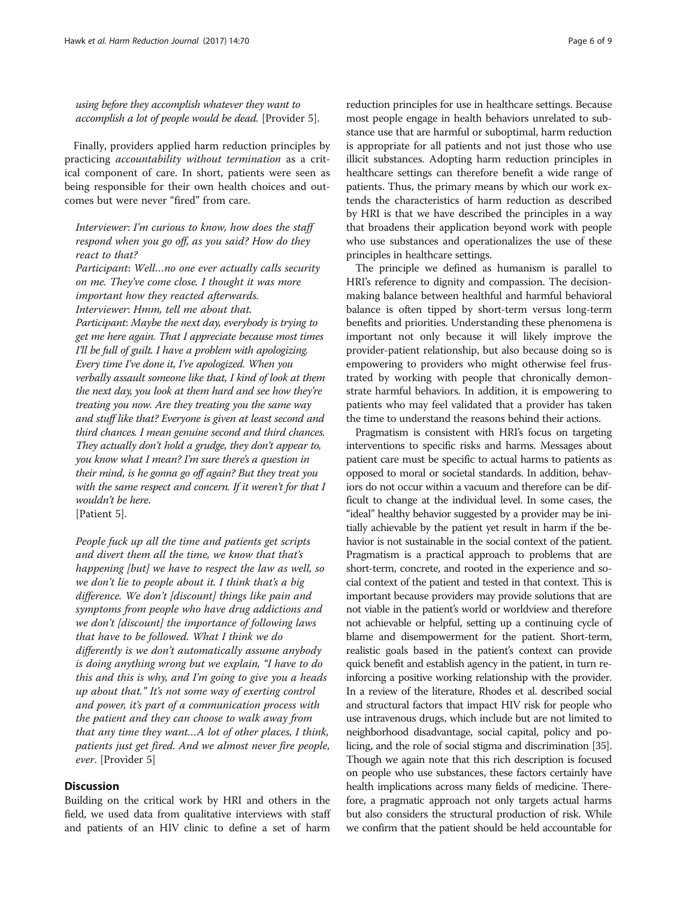*using before they accomplish whatever they want to accomplish a lot of people would be dead.* [Provider 5].

Finally, providers applied harm reduction principles by practicing *accountability without termination* as a critical component of care. In short, patients were seen as being responsible for their own health choices and outcomes but were never "fired" from care.

*Interviewer*: *I'm curious to know, how does the staff respond when you go off, as you said? How do they react to that?*
*Participant*: *Well…no one ever actually calls security on me. They've come close. I thought it was more important how they reacted afterwards.*
*Interviewer*: *Hmm, tell me about that.*
*Participant*: *Maybe the next day, everybody is trying to get me here again. That I appreciate because most times I'll be full of guilt. I have a problem with apologizing. Every time I've done it, I've apologized. When you verbally assault someone like that, I kind of look at them the next day, you look at them hard and see how they're treating you now. Are they treating you the same way and stuff like that? Everyone is given at least second and third chances. I mean genuine second and third chances. They actually don't hold a grudge, they don't appear to, you know what I mean? I'm sure there's a question in their mind, is he gonna go off again? But they treat you with the same respect and concern. If it weren't for that I wouldn't be here.*
[Patient 5].

*People fuck up all the time and patients get scripts and divert them all the time, we know that that's happening [but] we have to respect the law as well, so we don't lie to people about it. I think that's a big difference. We don't [discount] things like pain and symptoms from people who have drug addictions and we don't [discount] the importance of following laws that have to be followed. What I think we do differently is we don't automatically assume anybody is doing anything wrong but we explain, "I have to do this and this is why, and I'm going to give you a heads up about that." It's not some way of exerting control and power, it's part of a communication process with the patient and they can choose to walk away from that any time they want…A lot of other places, I think, patients just get fired. And we almost never fire people, ever*. [Provider 5]

## Discussion

Building on the critical work by HRI and others in the field, we used data from qualitative interviews with staff and patients of an HIV clinic to define a set of harm reduction principles for use in healthcare settings. Because most people engage in health behaviors unrelated to substance use that are harmful or suboptimal, harm reduction is appropriate for all patients and not just those who use illicit substances. Adopting harm reduction principles in healthcare settings can therefore benefit a wide range of patients. Thus, the primary means by which our work extends the characteristics of harm reduction as described by HRI is that we have described the principles in a way that broadens their application beyond work with people who use substances and operationalizes the use of these principles in healthcare settings.

The principle we defined as humanism is parallel to HRI's reference to dignity and compassion. The decision-making balance between healthful and harmful behavioral balance is often tipped by short-term versus long-term benefits and priorities. Understanding these phenomena is important not only because it will likely improve the provider-patient relationship, but also because doing so is empowering to providers who might otherwise feel frustrated by working with people that chronically demonstrate harmful behaviors. In addition, it is empowering to patients who may feel validated that a provider has taken the time to understand the reasons behind their actions.

Pragmatism is consistent with HRI's focus on targeting interventions to specific risks and harms. Messages about patient care must be specific to actual harms to patients as opposed to moral or societal standards. In addition, behaviors do not occur within a vacuum and therefore can be difficult to change at the individual level. In some cases, the "ideal" healthy behavior suggested by a provider may be initially achievable by the patient yet result in harm if the behavior is not sustainable in the social context of the patient. Pragmatism is a practical approach to problems that are short-term, concrete, and rooted in the experience and social context of the patient and tested in that context. This is important because providers may provide solutions that are not viable in the patient's world or worldview and therefore not achievable or helpful, setting up a continuing cycle of blame and disempowerment for the patient. Short-term, realistic goals based in the patient's context can provide quick benefit and establish agency in the patient, in turn reinforcing a positive working relationship with the provider. In a review of the literature, Rhodes et al. described social and structural factors that impact HIV risk for people who use intravenous drugs, which include but are not limited to neighborhood disadvantage, social capital, policy and policing, and the role of social stigma and discrimination [35]. Though we again note that this rich description is focused on people who use substances, these factors certainly have health implications across many fields of medicine. Therefore, a pragmatic approach not only targets actual harms but also considers the structural production of risk. While we confirm that the patient should be held accountable for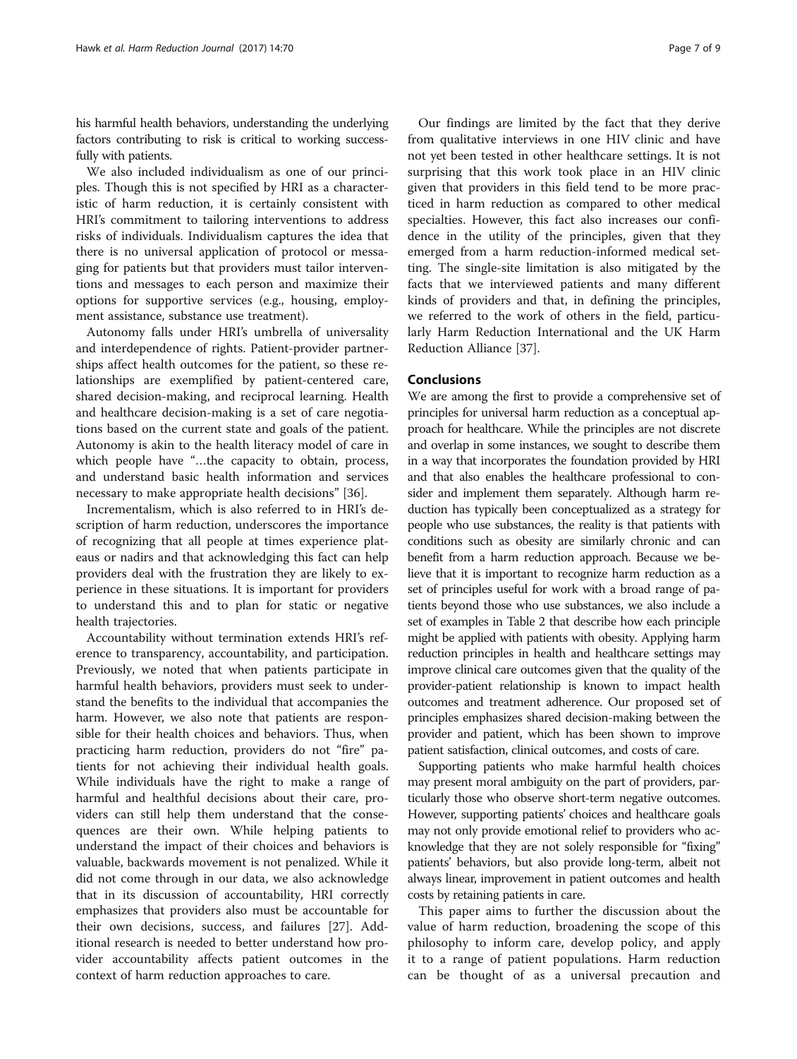his harmful health behaviors, understanding the underlying factors contributing to risk is critical to working successfully with patients.

We also included individualism as one of our principles. Though this is not specified by HRI as a characteristic of harm reduction, it is certainly consistent with HRI's commitment to tailoring interventions to address risks of individuals. Individualism captures the idea that there is no universal application of protocol or messaging for patients but that providers must tailor interventions and messages to each person and maximize their options for supportive services (e.g., housing, employment assistance, substance use treatment).

Autonomy falls under HRI's umbrella of universality and interdependence of rights. Patient-provider partnerships affect health outcomes for the patient, so these relationships are exemplified by patient-centered care, shared decision-making, and reciprocal learning. Health and healthcare decision-making is a set of care negotiations based on the current state and goals of the patient. Autonomy is akin to the health literacy model of care in which people have "…the capacity to obtain, process, and understand basic health information and services necessary to make appropriate health decisions" [36].

Incrementalism, which is also referred to in HRI's description of harm reduction, underscores the importance of recognizing that all people at times experience plateaus or nadirs and that acknowledging this fact can help providers deal with the frustration they are likely to experience in these situations. It is important for providers to understand this and to plan for static or negative health trajectories.

Accountability without termination extends HRI's reference to transparency, accountability, and participation. Previously, we noted that when patients participate in harmful health behaviors, providers must seek to understand the benefits to the individual that accompanies the harm. However, we also note that patients are responsible for their health choices and behaviors. Thus, when practicing harm reduction, providers do not "fire" patients for not achieving their individual health goals. While individuals have the right to make a range of harmful and healthful decisions about their care, providers can still help them understand that the consequences are their own. While helping patients to understand the impact of their choices and behaviors is valuable, backwards movement is not penalized. While it did not come through in our data, we also acknowledge that in its discussion of accountability, HRI correctly emphasizes that providers also must be accountable for their own decisions, success, and failures [27]. Additional research is needed to better understand how provider accountability affects patient outcomes in the context of harm reduction approaches to care.

Our findings are limited by the fact that they derive from qualitative interviews in one HIV clinic and have not yet been tested in other healthcare settings. It is not surprising that this work took place in an HIV clinic given that providers in this field tend to be more practiced in harm reduction as compared to other medical specialties. However, this fact also increases our confidence in the utility of the principles, given that they emerged from a harm reduction-informed medical setting. The single-site limitation is also mitigated by the facts that we interviewed patients and many different kinds of providers and that, in defining the principles, we referred to the work of others in the field, particularly Harm Reduction International and the UK Harm Reduction Alliance [37].

## Conclusions

We are among the first to provide a comprehensive set of principles for universal harm reduction as a conceptual approach for healthcare. While the principles are not discrete and overlap in some instances, we sought to describe them in a way that incorporates the foundation provided by HRI and that also enables the healthcare professional to consider and implement them separately. Although harm reduction has typically been conceptualized as a strategy for people who use substances, the reality is that patients with conditions such as obesity are similarly chronic and can benefit from a harm reduction approach. Because we believe that it is important to recognize harm reduction as a set of principles useful for work with a broad range of patients beyond those who use substances, we also include a set of examples in Table 2 that describe how each principle might be applied with patients with obesity. Applying harm reduction principles in health and healthcare settings may improve clinical care outcomes given that the quality of the provider-patient relationship is known to impact health outcomes and treatment adherence. Our proposed set of principles emphasizes shared decision-making between the provider and patient, which has been shown to improve patient satisfaction, clinical outcomes, and costs of care.

Supporting patients who make harmful health choices may present moral ambiguity on the part of providers, particularly those who observe short-term negative outcomes. However, supporting patients' choices and healthcare goals may not only provide emotional relief to providers who acknowledge that they are not solely responsible for "fixing" patients' behaviors, but also provide long-term, albeit not always linear, improvement in patient outcomes and health costs by retaining patients in care.

This paper aims to further the discussion about the value of harm reduction, broadening the scope of this philosophy to inform care, develop policy, and apply it to a range of patient populations. Harm reduction can be thought of as a universal precaution and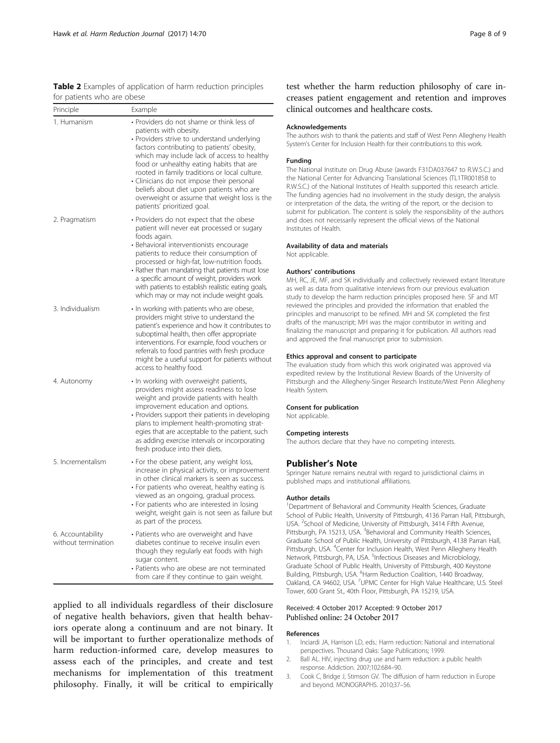**Table 2** Examples of application of harm reduction principles for patients who are obese

| Principle | Example |
| --- | --- |
| 1. Humanism | • Providers do not shame or think less of patients with obesity.<br>• Providers strive to understand underlying factors contributing to patients' obesity, which may include lack of access to healthy food or unhealthy eating habits that are rooted in family traditions or local culture.<br>• Clinicians do not impose their personal beliefs about diet upon patients who are overweight or assume that weight loss is the patients' prioritized goal. |
| 2. Pragmatism | • Providers do not expect that the obese patient will never eat processed or sugary foods again.<br>• Behavioral interventionists encourage patients to reduce their consumption of processed or high-fat, low-nutrition foods.<br>• Rather than mandating that patients must lose a specific amount of weight, providers work with patients to establish realistic eating goals, which may or may not include weight goals. |
| 3. Individualism | • In working with patients who are obese, providers might strive to understand the patient's experience and how it contributes to suboptimal health, then offer appropriate interventions. For example, food vouchers or referrals to food pantries with fresh produce might be a useful support for patients without access to healthy food. |
| 4. Autonomy | • In working with overweight patients, providers might assess readiness to lose weight and provide patients with health improvement education and options.<br>• Providers support their patients in developing plans to implement health-promoting strategies that are acceptable to the patient, such as adding exercise intervals or incorporating fresh produce into their diets. |
| 5. Incrementalism | • For the obese patient, any weight loss, increase in physical activity, or improvement in other clinical markers is seen as success.<br>• For patients who overeat, healthy eating is viewed as an ongoing, gradual process.<br>• For patients who are interested in losing weight, weight gain is not seen as failure but as part of the process. |
| 6. Accountability without termination | • Patients who are overweight and have diabetes continue to receive insulin even though they regularly eat foods with high sugar content.<br>• Patients who are obese are not terminated from care if they continue to gain weight. |

applied to all individuals regardless of their disclosure of negative health behaviors, given that health behaviors operate along a continuum and are not binary. It will be important to further operationalize methods of harm reduction-informed care, develop measures to assess each of the principles, and create and test mechanisms for implementation of this treatment philosophy. Finally, it will be critical to empirically test whether the harm reduction philosophy of care increases patient engagement and retention and improves clinical outcomes and healthcare costs.

#### Acknowledgements

The authors wish to thank the patients and staff of West Penn Allegheny Health System's Center for Inclusion Health for their contributions to this work.

#### Funding

The National Institute on Drug Abuse (awards F31DA037647 to R.W.S.C.) and the National Center for Advancing Translational Sciences (TL1TR001858 to R.W.S.C.) of the National Institutes of Health supported this research article. The funding agencies had no involvement in the study design, the analysis or interpretation of the data, the writing of the report, or the decision to submit for publication. The content is solely the responsibility of the authors and does not necessarily represent the official views of the National Institutes of Health.

#### Availability of data and materials

Not applicable.

#### Authors' contributions

MH, RC, JE, MF, and SK individually and collectively reviewed extant literature as well as data from qualitative interviews from our previous evaluation study to develop the harm reduction principles proposed here. SF and MT reviewed the principles and provided the information that enabled the principles and manuscript to be refined. MH and SK completed the first drafts of the manuscript; MH was the major contributor in writing and finalizing the manuscript and preparing it for publication. All authors read and approved the final manuscript prior to submission.

#### Ethics approval and consent to participate

The evaluation study from which this work originated was approved via expedited review by the Institutional Review Boards of the University of Pittsburgh and the Allegheny-Singer Research Institute/West Penn Allegheny Health System.

#### Consent for publication

Not applicable.

#### Competing interests

The authors declare that they have no competing interests.

## Publisher's Note

Springer Nature remains neutral with regard to jurisdictional claims in published maps and institutional affiliations.

#### Author details

[1]Department of Behavioral and Community Health Sciences, Graduate School of Public Health, University of Pittsburgh, 4136 Parran Hall, Pittsburgh, USA. [2]School of Medicine, University of Pittsburgh, 3414 Fifth Avenue, Pittsburgh, PA 15213, USA. [3]Behavioral and Community Health Sciences, Graduate School of Public Health, University of Pittsburgh, 4138 Parran Hall, Pittsburgh, USA. [4]Center for Inclusion Health, West Penn Allegheny Health Network, Pittsburgh, PA, USA. [5]Infectious Diseases and Microbiology, Graduate School of Public Health, University of Pittsburgh, 400 Keystone Building, Pittsburgh, USA. [6]Harm Reduction Coalition, 1440 Broadway, Oakland, CA 94602, USA. [7]UPMC Center for High Value Healthcare, U.S. Steel Tower, 600 Grant St., 40th Floor, Pittsburgh, PA 15219, USA.

Received: 4 October 2017 Accepted: 9 October 2017
Published online: 24 October 2017

#### References

1. Inciardi JA, Harrison LD, eds.: Harm reduction: National and international perspectives. Thousand Oaks: Sage Publications; 1999.
2. Ball AL. HIV, injecting drug use and harm reduction: a public health response. Addiction. 2007;102:684–90.
3. Cook C, Bridge J, Stimson GV. The diffusion of harm reduction in Europe and beyond. MONOGRAPHS. 2010;37–56.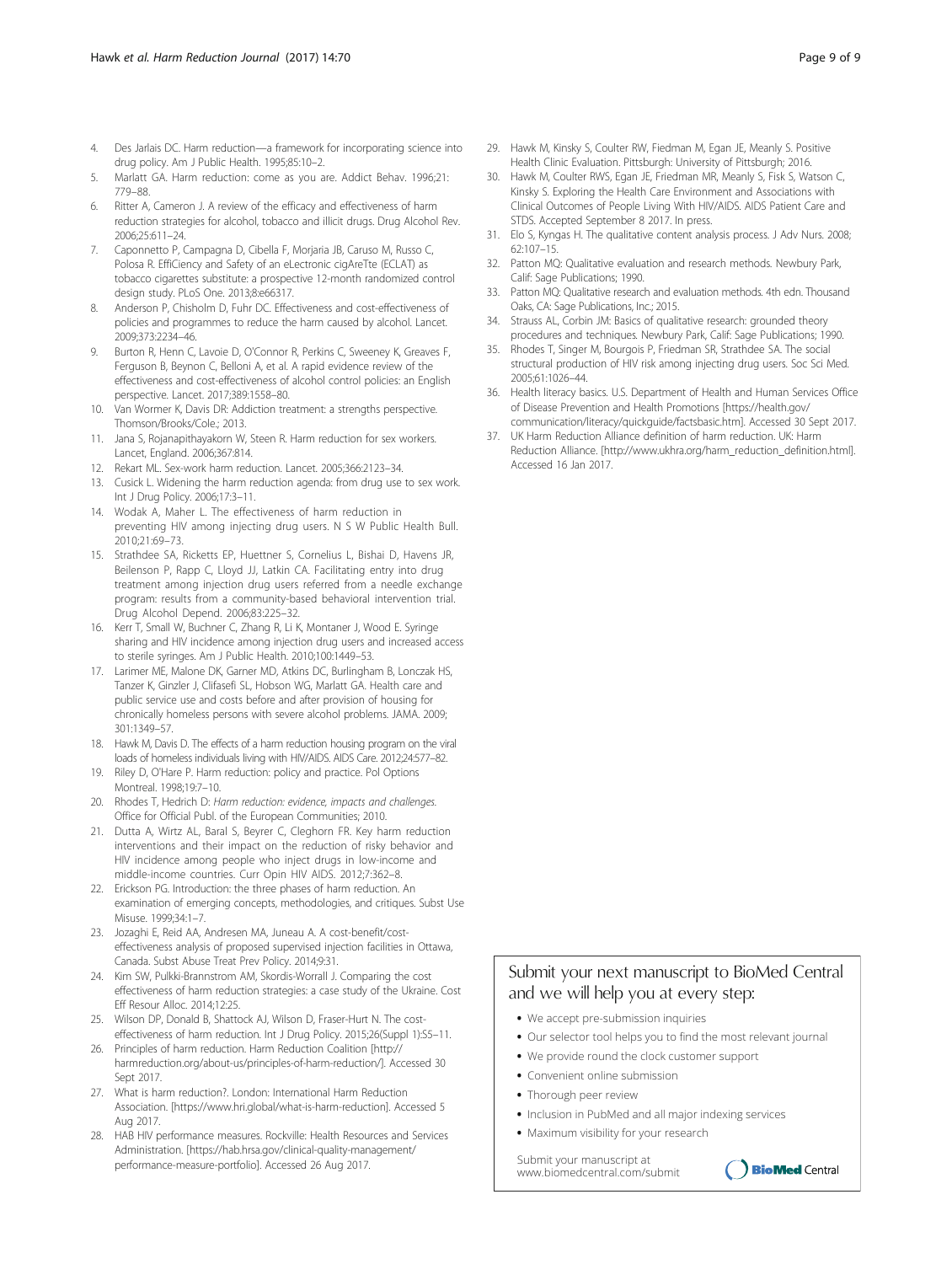4. Des Jarlais DC. Harm reduction—a framework for incorporating science into drug policy. Am J Public Health. 1995;85:10–2.
5. Marlatt GA. Harm reduction: come as you are. Addict Behav. 1996;21:779–88.
6. Ritter A, Cameron J. A review of the efficacy and effectiveness of harm reduction strategies for alcohol, tobacco and illicit drugs. Drug Alcohol Rev. 2006;25:611–24.
7. Caponnetto P, Campagna D, Cibella F, Morjaria JB, Caruso M, Russo C, Polosa R. EffiCiency and Safety of an eLectronic cigAreTte (ECLAT) as tobacco cigarettes substitute: a prospective 12-month randomized control design study. PLoS One. 2013;8:e66317.
8. Anderson P, Chisholm D, Fuhr DC. Effectiveness and cost-effectiveness of policies and programmes to reduce the harm caused by alcohol. Lancet. 2009;373:2234–46.
9. Burton R, Henn C, Lavoie D, O'Connor R, Perkins C, Sweeney K, Greaves F, Ferguson B, Beynon C, Belloni A, et al. A rapid evidence review of the effectiveness and cost-effectiveness of alcohol control policies: an English perspective. Lancet. 2017;389:1558–80.
10. Van Wormer K, Davis DR: Addiction treatment: a strengths perspective. Thomson/Brooks/Cole.; 2013.
11. Jana S, Rojanapithayakorn W, Steen R. Harm reduction for sex workers. Lancet, England. 2006;367:814.
12. Rekart ML. Sex-work harm reduction. Lancet. 2005;366:2123–34.
13. Cusick L. Widening the harm reduction agenda: from drug use to sex work. Int J Drug Policy. 2006;17:3–11.
14. Wodak A, Maher L. The effectiveness of harm reduction in preventing HIV among injecting drug users. N S W Public Health Bull. 2010;21:69–73.
15. Strathdee SA, Ricketts EP, Huettner S, Cornelius L, Bishai D, Havens JR, Beilenson P, Rapp C, Lloyd JJ, Latkin CA. Facilitating entry into drug treatment among injection drug users referred from a needle exchange program: results from a community-based behavioral intervention trial. Drug Alcohol Depend. 2006;83:225–32.
16. Kerr T, Small W, Buchner C, Zhang R, Li K, Montaner J, Wood E. Syringe sharing and HIV incidence among injection drug users and increased access to sterile syringes. Am J Public Health. 2010;100:1449–53.
17. Larimer ME, Malone DK, Garner MD, Atkins DC, Burlingham B, Lonczak HS, Tanzer K, Ginzler J, Clifasefi SL, Hobson WG, Marlatt GA. Health care and public service use and costs before and after provision of housing for chronically homeless persons with severe alcohol problems. JAMA. 2009;301:1349–57.
18. Hawk M, Davis D. The effects of a harm reduction housing program on the viral loads of homeless individuals living with HIV/AIDS. AIDS Care. 2012;24:577–82.
19. Riley D, O'Hare P. Harm reduction: policy and practice. Pol Options Montreal. 1998;19:7–10.
20. Rhodes T, Hedrich D: *Harm reduction: evidence, impacts and challenges.* Office for Official Publ. of the European Communities; 2010.
21. Dutta A, Wirtz AL, Baral S, Beyrer C, Cleghorn FR. Key harm reduction interventions and their impact on the reduction of risky behavior and HIV incidence among people who inject drugs in low-income and middle-income countries. Curr Opin HIV AIDS. 2012;7:362–8.
22. Erickson PG. Introduction: the three phases of harm reduction. An examination of emerging concepts, methodologies, and critiques. Subst Use Misuse. 1999;34:1–7.
23. Jozaghi E, Reid AA, Andresen MA, Juneau A. A cost-benefit/cost-effectiveness analysis of proposed supervised injection facilities in Ottawa, Canada. Subst Abuse Treat Prev Policy. 2014;9:31.
24. Kim SW, Pulkki-Brannstrom AM, Skordis-Worrall J. Comparing the cost effectiveness of harm reduction strategies: a case study of the Ukraine. Cost Eff Resour Alloc. 2014;12:25.
25. Wilson DP, Donald B, Shattock AJ, Wilson D, Fraser-Hurt N. The cost-effectiveness of harm reduction. Int J Drug Policy. 2015;26(Suppl 1):S5–11.
26. Principles of harm reduction. Harm Reduction Coalition [http://harmreduction.org/about-us/principles-of-harm-reduction/]. Accessed 30 Sept 2017.
27. What is harm reduction?. London: International Harm Reduction Association. [https://www.hri.global/what-is-harm-reduction]. Accessed 5 Aug 2017.
28. HAB HIV performance measures. Rockville: Health Resources and Services Administration. [https://hab.hrsa.gov/clinical-quality-management/performance-measure-portfolio]. Accessed 26 Aug 2017.
29. Hawk M, Kinsky S, Coulter RW, Fiedman M, Egan JE, Meanly S. Positive Health Clinic Evaluation. Pittsburgh: University of Pittsburgh; 2016.
30. Hawk M, Coulter RWS, Egan JE, Friedman MR, Meanly S, Fisk S, Watson C, Kinsky S. Exploring the Health Care Environment and Associations with Clinical Outcomes of People Living With HIV/AIDS. AIDS Patient Care and STDS. Accepted September 8 2017. In press.
31. Elo S, Kyngas H. The qualitative content analysis process. J Adv Nurs. 2008;62:107–15.
32. Patton MQ: Qualitative evaluation and research methods. Newbury Park, Calif: Sage Publications; 1990.
33. Patton MQ: Qualitative research and evaluation methods. 4th edn. Thousand Oaks, CA: Sage Publications, Inc.; 2015.
34. Strauss AL, Corbin JM: Basics of qualitative research: grounded theory procedures and techniques. Newbury Park, Calif: Sage Publications; 1990.
35. Rhodes T, Singer M, Bourgois P, Friedman SR, Strathdee SA. The social structural production of HIV risk among injecting drug users. Soc Sci Med. 2005;61:1026–44.
36. Health literacy basics. U.S. Department of Health and Human Services Office of Disease Prevention and Health Promotions [https://health.gov/communication/literacy/quickguide/factsbasic.htm]. Accessed 30 Sept 2017.
37. UK Harm Reduction Alliance definition of harm reduction. UK: Harm Reduction Alliance. [http://www.ukhra.org/harm_reduction_definition.html]. Accessed 16 Jan 2017.

Submit your next manuscript to BioMed Central and we will help you at every step:

- We accept pre-submission inquiries
- Our selector tool helps you to find the most relevant journal
- We provide round the clock customer support
- Convenient online submission
- Thorough peer review
- Inclusion in PubMed and all major indexing services
- Maximum visibility for your research

Submit your manuscript at
www.biomedcentral.com/submit

BioMed Central